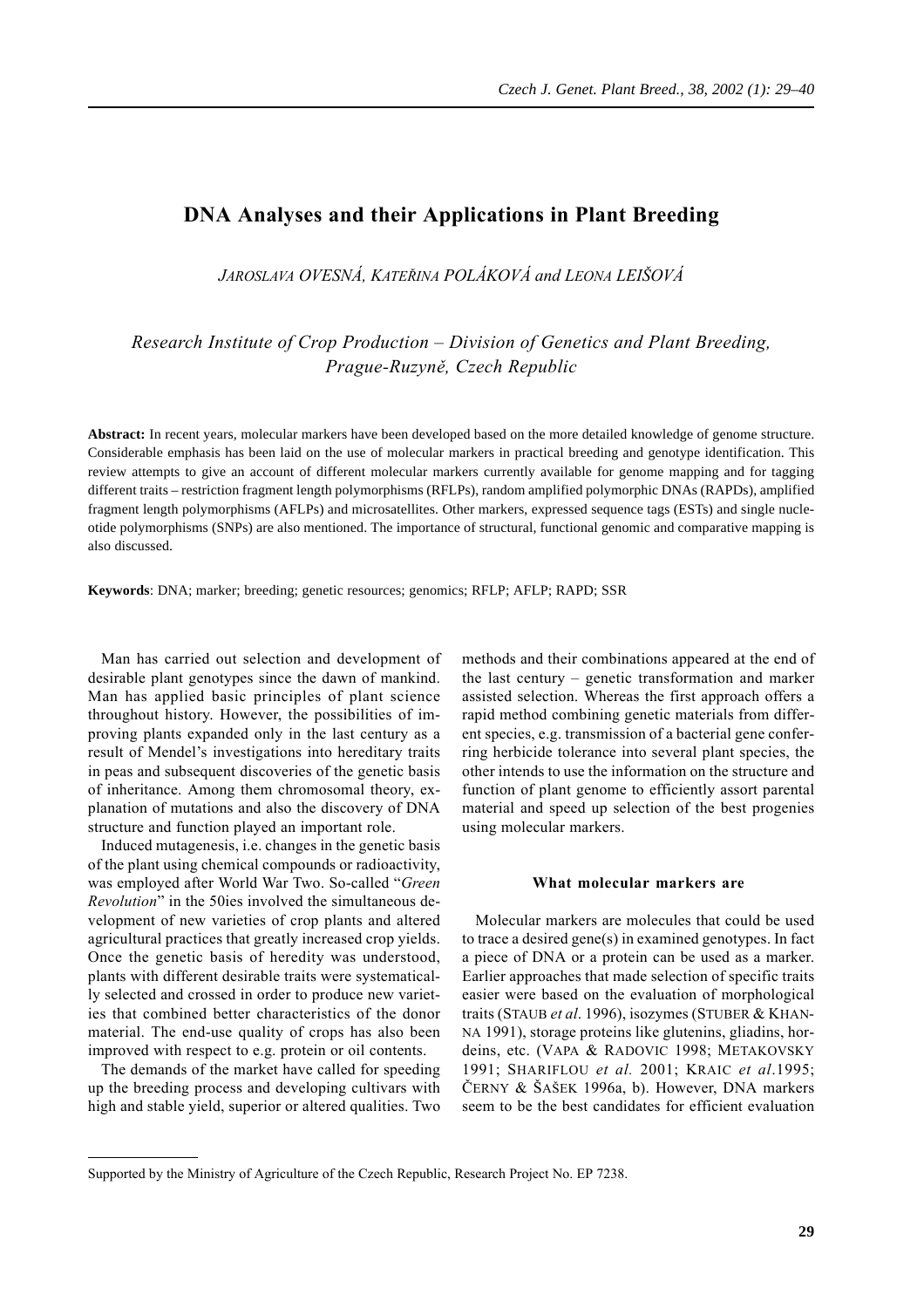# DNA Analyses and their Applications in Plant Breeding

*JAROSLAVA OVESNÁ, KATEŘINA POLÁKOVÁ and LEONA LEIŠOVÁ*

*Research Institute of Crop Production – Division of Genetics and Plant Breeding, Prague-Ruzyně, Czech Republic*

**Abstract:** In recent years, molecular markers have been developed based on the more detailed knowledge of genome structure. Considerable emphasis has been laid on the use of molecular markers in practical breeding and genotype identification. This review attempts to give an account of different molecular markers currently available for genome mapping and for tagging different traits – restriction fragment length polymorphisms (RFLPs), random amplified polymorphic DNAs (RAPDs), amplified fragment length polymorphisms (AFLPs) and microsatellites. Other markers, expressed sequence tags (ESTs) and single nucleotide polymorphisms (SNPs) are also mentioned. The importance of structural, functional genomic and comparative mapping is also discussed.

**Keywords**: DNA; marker; breeding; genetic resources; genomics; RFLP; AFLP; RAPD; SSR

Man has carried out selection and development of desirable plant genotypes since the dawn of mankind. Man has applied basic principles of plant science throughout history. However, the possibilities of improving plants expanded only in the last century as a result of Mendel's investigations into hereditary traits in peas and subsequent discoveries of the genetic basis of inheritance. Among them chromosomal theory, explanation of mutations and also the discovery of DNA structure and function played an important role.

Induced mutagenesis, i.e. changes in the genetic basis of the plant using chemical compounds or radioactivity, was employed after World War Two. So-called "*Green Revolution*" in the 50ies involved the simultaneous development of new varieties of crop plants and altered agricultural practices that greatly increased crop yields. Once the genetic basis of heredity was understood, plants with different desirable traits were systematically selected and crossed in order to produce new varieties that combined better characteristics of the donor material. The end-use quality of crops has also been improved with respect to e.g. protein or oil contents.

The demands of the market have called for speeding up the breeding process and developing cultivars with high and stable yield, superior or altered qualities. Two methods and their combinations appeared at the end of the last century – genetic transformation and marker assisted selection. Whereas the first approach offers a rapid method combining genetic materials from different species, e.g. transmission of a bacterial gene conferring herbicide tolerance into several plant species, the other intends to use the information on the structure and function of plant genome to efficiently assort parental material and speed up selection of the best progenies using molecular markers.

### What molecular markers are

Molecular markers are molecules that could be used to trace a desired gene(s) in examined genotypes. In fact a piece of DNA or a protein can be used as a marker. Earlier approaches that made selection of specific traits easier were based on the evaluation of morphological traits (STAUB *et al*. 1996), isozymes (STUBER & KHANNA 1991), storage proteins like glutenins, gliadins, hordeins, etc. (VAPA & RADOVIC 1998; METAKOVSKY 1991; SHARIFLOU *et al.* 2001; KRAIC *et al*.1995; ČERNY & ŠAŠEK 1996a, b). However, DNA markers seem to be the best candidates for efficient evaluation

---

Supported by the Ministry of Agriculture of the Czech Republic, Research Project No. EP 7238.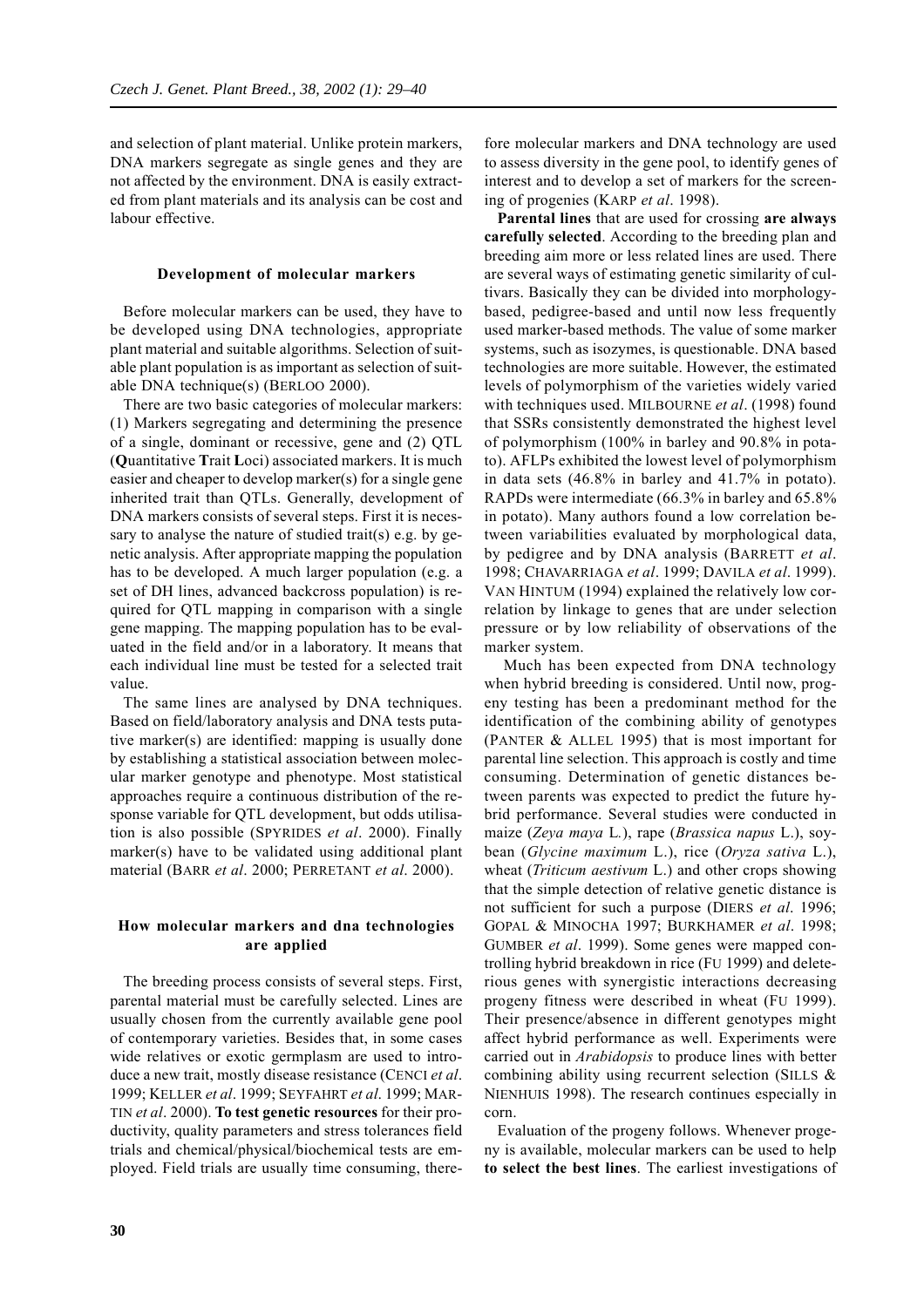and selection of plant material. Unlike protein markers, DNA markers segregate as single genes and they are not affected by the environment. DNA is easily extracted from plant materials and its analysis can be cost and labour effective.

### Development of molecular markers

Before molecular markers can be used, they have to be developed using DNA technologies, appropriate plant material and suitable algorithms. Selection of suitable plant population is as important as selection of suitable DNA technique(s) (BERLOO 2000).

There are two basic categories of molecular markers: (1) Markers segregating and determining the presence of a single, dominant or recessive, gene and (2) QTL (**Q**uantitative **T**rait **L**oci) associated markers. It is much easier and cheaper to develop marker(s) for a single gene inherited trait than QTLs. Generally, development of DNA markers consists of several steps. First it is necessary to analyse the nature of studied trait(s) e.g. by genetic analysis. After appropriate mapping the population has to be developed. A much larger population (e.g. a set of DH lines, advanced backcross population) is required for QTL mapping in comparison with a single gene mapping. The mapping population has to be evaluated in the field and/or in a laboratory. It means that each individual line must be tested for a selected trait value.

The same lines are analysed by DNA techniques. Based on field/laboratory analysis and DNA tests putative marker(s) are identified: mapping is usually done by establishing a statistical association between molecular marker genotype and phenotype. Most statistical approaches require a continuous distribution of the response variable for QTL development, but odds utilisation is also possible (SPYRIDES *et al*. 2000). Finally marker(s) have to be validated using additional plant material (BARR *et al*. 2000; PERRETANT *et al*. 2000).

### How molecular markers and dna technologies are applied

The breeding process consists of several steps. First, parental material must be carefully selected. Lines are usually chosen from the currently available gene pool of contemporary varieties. Besides that, in some cases wide relatives or exotic germplasm are used to introduce a new trait, mostly disease resistance (CENCI *et al*. 1999; KELLER *et al*. 1999; SEYFAHRT *et al.* 1999; MARTIN *et al*. 2000). **To test genetic resources** for their productivity, quality parameters and stress tolerances field trials and chemical/physical/biochemical tests are employed. Field trials are usually time consuming, therefore molecular markers and DNA technology are used to assess diversity in the gene pool, to identify genes of interest and to develop a set of markers for the screening of progenies (KARP *et al*. 1998).

**Parental lines** that are used for crossing **are always carefully selected**. According to the breeding plan and breeding aim more or less related lines are used. There are several ways of estimating genetic similarity of cultivars. Basically they can be divided into morphology-based, pedigree-based and until now less frequently used marker-based methods. The value of some marker systems, such as isozymes, is questionable. DNA based technologies are more suitable. However, the estimated levels of polymorphism of the varieties widely varied with techniques used. MILBOURNE *et al*. (1998) found that SSRs consistently demonstrated the highest level of polymorphism (100% in barley and 90.8% in potato). AFLPs exhibited the lowest level of polymorphism in data sets (46.8% in barley and 41.7% in potato). RAPDs were intermediate (66.3% in barley and 65.8% in potato). Many authors found a low correlation between variabilities evaluated by morphological data, by pedigree and by DNA analysis (BARRETT *et al*. 1998; CHAVARRIAGA *et al*. 1999; DAVILA *et al*. 1999). VAN HINTUM (1994) explained the relatively low correlation by linkage to genes that are under selection pressure or by low reliability of observations of the marker system.

Much has been expected from DNA technology when hybrid breeding is considered. Until now, progeny testing has been a predominant method for the identification of the combining ability of genotypes (PANTER & ALLEL 1995) that is most important for parental line selection. This approach is costly and time consuming. Determination of genetic distances between parents was expected to predict the future hybrid performance. Several studies were conducted in maize (*Zeya maya* L*.*), rape (*Brassica napus* L.), soybean (*Glycine maximum* L.), rice (*Oryza sativa* L.), wheat (*Triticum aestivum* L.) and other crops showing that the simple detection of relative genetic distance is not sufficient for such a purpose (DIERS *et al*. 1996; GOPAL & MINOCHA 1997; BURKHAMER *et al*. 1998; GUMBER *et al*. 1999). Some genes were mapped controlling hybrid breakdown in rice (FU 1999) and deleterious genes with synergistic interactions decreasing progeny fitness were described in wheat (FU 1999). Their presence/absence in different genotypes might affect hybrid performance as well. Experiments were carried out in *Arabidopsis* to produce lines with better combining ability using recurrent selection (SILLS & NIENHUIS 1998). The research continues especially in corn.

Evaluation of the progeny follows. Whenever progeny is available, molecular markers can be used to help **to select the best lines**. The earliest investigations of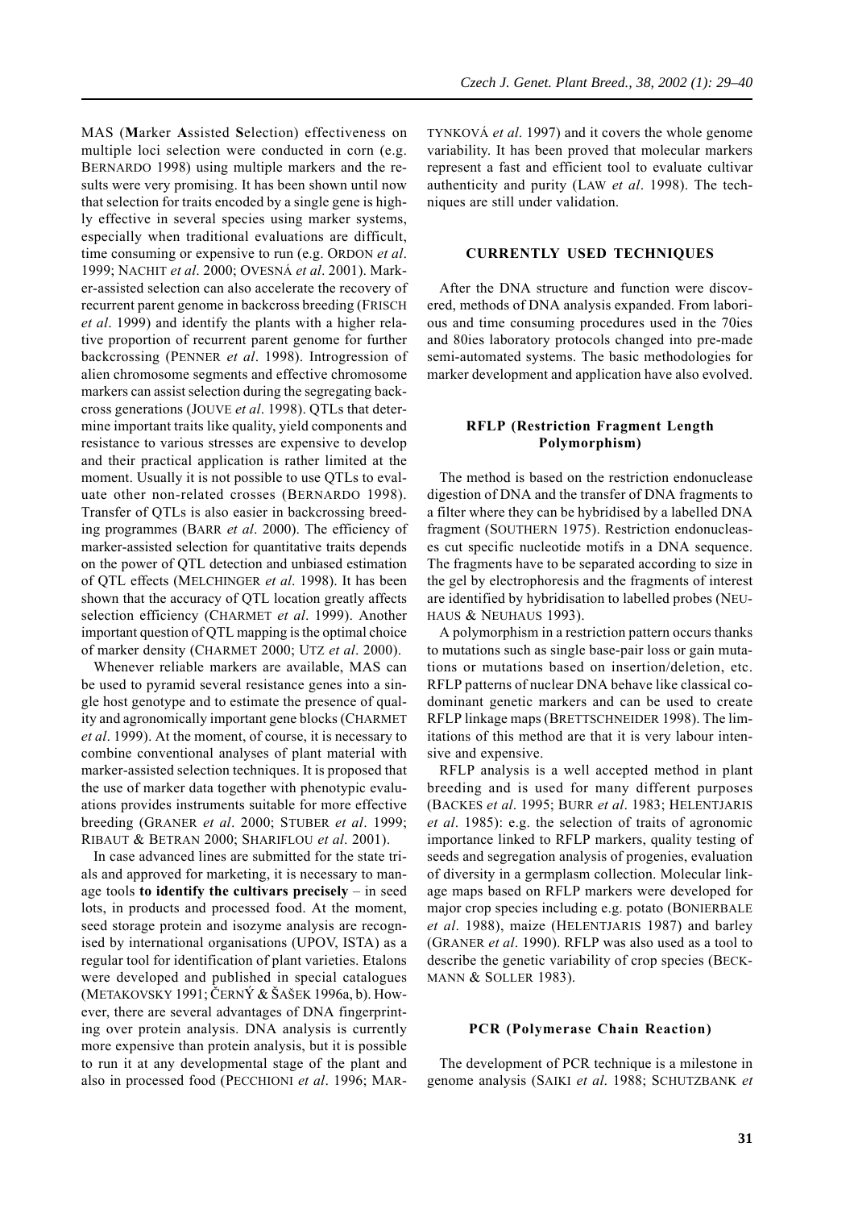MAS (**M**arker **A**ssisted **S**election) effectiveness on multiple loci selection were conducted in corn (e.g. BERNARDO 1998) using multiple markers and the results were very promising. It has been shown until now that selection for traits encoded by a single gene is highly effective in several species using marker systems, especially when traditional evaluations are difficult, time consuming or expensive to run (e.g. ORDON *et al*. 1999; NACHIT *et al*. 2000; OVESNÁ *et al*. 2001). Marker-assisted selection can also accelerate the recovery of recurrent parent genome in backcross breeding (FRISCH *et al*. 1999) and identify the plants with a higher relative proportion of recurrent parent genome for further backcrossing (PENNER *et al*. 1998). Introgression of alien chromosome segments and effective chromosome markers can assist selection during the segregating backcross generations (JOUVE *et al*. 1998). QTLs that determine important traits like quality, yield components and resistance to various stresses are expensive to develop and their practical application is rather limited at the moment. Usually it is not possible to use QTLs to evaluate other non-related crosses (BERNARDO 1998). Transfer of QTLs is also easier in backcrossing breeding programmes (BARR *et al*. 2000). The efficiency of marker-assisted selection for quantitative traits depends on the power of QTL detection and unbiased estimation of QTL effects (MELCHINGER *et al*. 1998). It has been shown that the accuracy of QTL location greatly affects selection efficiency (CHARMET *et al*. 1999). Another important question of QTL mapping is the optimal choice of marker density (CHARMET 2000; UTZ *et al*. 2000).

Whenever reliable markers are available, MAS can be used to pyramid several resistance genes into a single host genotype and to estimate the presence of quality and agronomically important gene blocks (CHARMET *et al*. 1999). At the moment, of course, it is necessary to combine conventional analyses of plant material with marker-assisted selection techniques. It is proposed that the use of marker data together with phenotypic evaluations provides instruments suitable for more effective breeding (GRANER *et al*. 2000; STUBER *et al*. 1999; RIBAUT & BETRAN 2000; SHARIFLOU *et al*. 2001).

In case advanced lines are submitted for the state trials and approved for marketing, it is necessary to manage tools **to identify the cultivars precisely** – in seed lots, in products and processed food. At the moment, seed storage protein and isozyme analysis are recognised by international organisations (UPOV, ISTA) as a regular tool for identification of plant varieties. Etalons were developed and published in special catalogues (METAKOVSKY 1991; ČERNÝ & ŠAŠEK 1996a, b). However, there are several advantages of DNA fingerprinting over protein analysis. DNA analysis is currently more expensive than protein analysis, but it is possible to run it at any developmental stage of the plant and also in processed food (PECCHIONI *et al*. 1996; MARTYNKOVÁ *et al*. 1997) and it covers the whole genome variability. It has been proved that molecular markers represent a fast and efficient tool to evaluate cultivar authenticity and purity (LAW *et al*. 1998). The techniques are still under validation.

## CURRENTLY USED TECHNIQUES

After the DNA structure and function were discovered, methods of DNA analysis expanded. From laborious and time consuming procedures used in the 70ies and 80ies laboratory protocols changed into pre-made semi-automated systems. The basic methodologies for marker development and application have also evolved.

### RFLP (Restriction Fragment Length Polymorphism)

The method is based on the restriction endonuclease digestion of DNA and the transfer of DNA fragments to a filter where they can be hybridised by a labelled DNA fragment (SOUTHERN 1975). Restriction endonucleases cut specific nucleotide motifs in a DNA sequence. The fragments have to be separated according to size in the gel by electrophoresis and the fragments of interest are identified by hybridisation to labelled probes (NEUHAUS & NEUHAUS 1993).

A polymorphism in a restriction pattern occurs thanks to mutations such as single base-pair loss or gain mutations or mutations based on insertion/deletion, etc. RFLP patterns of nuclear DNA behave like classical codominant genetic markers and can be used to create RFLP linkage maps (BRETTSCHNEIDER 1998). The limitations of this method are that it is very labour intensive and expensive.

RFLP analysis is a well accepted method in plant breeding and is used for many different purposes (BACKES *et al*. 1995; BURR *et al*. 1983; HELENTJARIS *et al*. 1985): e.g. the selection of traits of agronomic importance linked to RFLP markers, quality testing of seeds and segregation analysis of progenies, evaluation of diversity in a germplasm collection. Molecular linkage maps based on RFLP markers were developed for major crop species including e.g. potato (BONIERBALE *et al*. 1988), maize (HELENTJARIS 1987) and barley (GRANER *et al*. 1990). RFLP was also used as a tool to describe the genetic variability of crop species (BECKMANN & SOLLER 1983).

### PCR (Polymerase Chain Reaction)

The development of PCR technique is a milestone in genome analysis (SAIKI *et al*. 1988; SCHUTZBANK *et*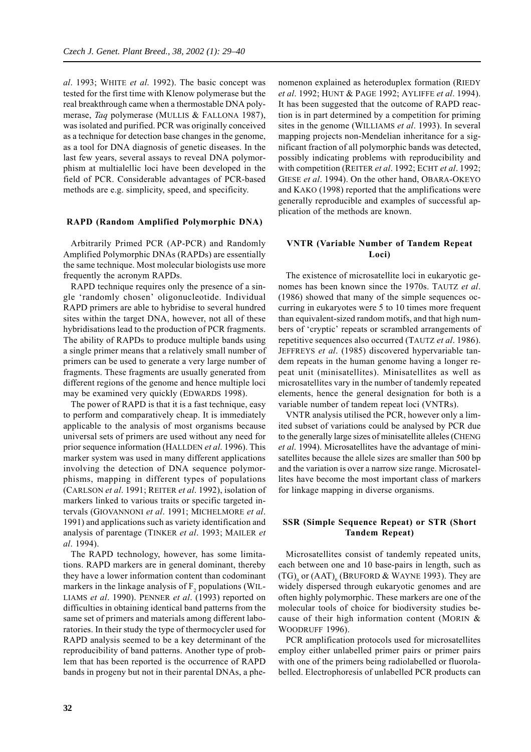*al*. 1993; WHITE *et al*. 1992). The basic concept was tested for the first time with Klenow polymerase but the real breakthrough came when a thermostable DNA polymerase, *Taq* polymerase (MULLIS & FALLONA 1987), was isolated and purified. PCR was originally conceived as a technique for detection base changes in the genome, as a tool for DNA diagnosis of genetic diseases. In the last few years, several assays to reveal DNA polymorphism at multialellic loci have been developed in the field of PCR. Considerable advantages of PCR-based methods are e.g. simplicity, speed, and specificity.

### RAPD (Random Amplified Polymorphic DNA)

Arbitrarily Primed PCR (AP-PCR) and Randomly Amplified Polymorphic DNAs (RAPDs) are essentially the same technique. Most molecular biologists use more frequently the acronym RAPDs.

RAPD technique requires only the presence of a single 'randomly chosen' oligonucleotide. Individual RAPD primers are able to hybridise to several hundred sites within the target DNA, however, not all of these hybridisations lead to the production of PCR fragments. The ability of RAPDs to produce multiple bands using a single primer means that a relatively small number of primers can be used to generate a very large number of fragments. These fragments are usually generated from different regions of the genome and hence multiple loci may be examined very quickly (EDWARDS 1998).

The power of RAPD is that it is a fast technique, easy to perform and comparatively cheap. It is immediately applicable to the analysis of most organisms because universal sets of primers are used without any need for prior sequence information (HALLDEN *et al*. 1996). This marker system was used in many different applications involving the detection of DNA sequence polymorphisms, mapping in different types of populations (CARLSON *et al*. 1991; REITER *et al*. 1992), isolation of markers linked to various traits or specific targeted intervals (GIOVANNONI *et al*. 1991; MICHELMORE *et al*. 1991) and applications such as variety identification and analysis of parentage (TINKER *et al*. 1993; MAILER *et al*. 1994).

The RAPD technology, however, has some limitations. RAPD markers are in general dominant, thereby they have a lower information content than codominant markers in the linkage analysis of $F_2$ populations (WILLIAMS *et al*. 1990). PENNER *et al*. (1993) reported on difficulties in obtaining identical band patterns from the same set of primers and materials among different laboratories. In their study the type of thermocycler used for RAPD analysis seemed to be a key determinant of the reproducibility of band patterns. Another type of problem that has been reported is the occurrence of RAPD bands in progeny but not in their parental DNAs, a phenomenon explained as heteroduplex formation (RIEDY *et al*. 1992; HUNT & PAGE 1992; AYLIFFE *et al*. 1994). It has been suggested that the outcome of RAPD reaction is in part determined by a competition for priming sites in the genome (WILLIAMS *et al*. 1993). In several mapping projects non-Mendelian inheritance for a significant fraction of all polymorphic bands was detected, possibly indicating problems with reproducibility and with competition (REITER *et al*. 1992; ECHT *et al*. 1992; GIESE *et al*. 1994). On the other hand, OBARA-OKEYO and KAKO (1998) reported that the amplifications were generally reproducible and examples of successful application of the methods are known.

### VNTR (Variable Number of Tandem Repeat Loci)

The existence of microsatellite loci in eukaryotic genomes has been known since the 1970s. TAUTZ *et al*. (1986) showed that many of the simple sequences occurring in eukaryotes were 5 to 10 times more frequent than equivalent-sized random motifs, and that high numbers of 'cryptic' repeats or scrambled arrangements of repetitive sequences also occurred (TAUTZ *et al*. 1986). JEFFREYS *et al*. (1985) discovered hypervariable tandem repeats in the human genome having a longer repeat unit (minisatellites). Minisatellites as well as microsatellites vary in the number of tandemly repeated elements, hence the general designation for both is a variable number of tandem repeat loci (VNTRs).

VNTR analysis utilised the PCR, however only a limited subset of variations could be analysed by PCR due to the generally large sizes of minisatellite alleles (CHENG *et al*. 1994). Microsatellites have the advantage of minisatellites because the allele sizes are smaller than 500 bp and the variation is over a narrow size range. Microsatellites have become the most important class of markers for linkage mapping in diverse organisms.

### SSR (Simple Sequence Repeat) or STR (Short Tandem Repeat)

Microsatellites consist of tandemly repeated units, each between one and 10 base-pairs in length, such as $(TG)_n$ or $(AAT)_n$ (BRUFORD & WAYNE 1993). They are widely dispersed through eukaryotic genomes and are often highly polymorphic. These markers are one of the molecular tools of choice for biodiversity studies because of their high information content (MORIN & WOODRUFF 1996).

PCR amplification protocols used for microsatellites employ either unlabelled primer pairs or primer pairs with one of the primers being radiolabelled or fluorolabelled. Electrophoresis of unlabelled PCR products can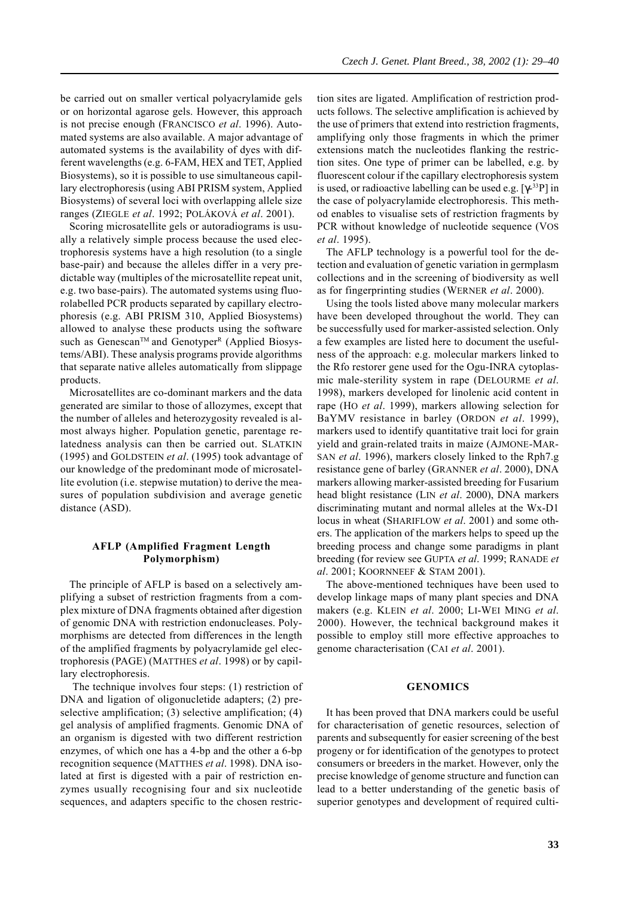be carried out on smaller vertical polyacrylamide gels or on horizontal agarose gels. However, this approach is not precise enough (FRANCISCO *et al*. 1996). Automated systems are also available. A major advantage of automated systems is the availability of dyes with different wavelengths (e.g. 6-FAM, HEX and TET, Applied Biosystems), so it is possible to use simultaneous capillary electrophoresis (using ABI PRISM system, Applied Biosystems) of several loci with overlapping allele size ranges (ZIEGLE *et al*. 1992; POLÁKOVÁ *et al*. 2001).

Scoring microsatellite gels or autoradiograms is usually a relatively simple process because the used electrophoresis systems have a high resolution (to a single base-pair) and because the alleles differ in a very predictable way (multiples of the microsatellite repeat unit, e.g. two base-pairs). The automated systems using fluorolabelled PCR products separated by capillary electrophoresis (e.g. ABI PRISM 310, Applied Biosystems) allowed to analyse these products using the software such as Genescan™ and Genotyper® (Applied Biosystems/ABI). These analysis programs provide algorithms that separate native alleles automatically from slippage products.

Microsatellites are co-dominant markers and the data generated are similar to those of allozymes, except that the number of alleles and heterozygosity revealed is almost always higher. Population genetic, parentage relatedness analysis can then be carried out. SLATKIN (1995) and GOLDSTEIN *et al*. (1995) took advantage of our knowledge of the predominant mode of microsatellite evolution (i.e. stepwise mutation) to derive the measures of population subdivision and average genetic distance (ASD).

### AFLP (Amplified Fragment Length Polymorphism)

The principle of AFLP is based on a selectively amplifying a subset of restriction fragments from a complex mixture of DNA fragments obtained after digestion of genomic DNA with restriction endonucleases. Polymorphisms are detected from differences in the length of the amplified fragments by polyacrylamide gel electrophoresis (PAGE) (MATTHES *et al*. 1998) or by capillary electrophoresis.

The technique involves four steps: (1) restriction of DNA and ligation of oligonucletide adapters; (2) preselective amplification; (3) selective amplification; (4) gel analysis of amplified fragments. Genomic DNA of an organism is digested with two different restriction enzymes, of which one has a 4-bp and the other a 6-bp recognition sequence (MATTHES *et al*. 1998). DNA isolated at first is digested with a pair of restriction enzymes usually recognising four and six nucleotide sequences, and adapters specific to the chosen restriction sites are ligated. Amplification of restriction products follows. The selective amplification is achieved by the use of primers that extend into restriction fragments, amplifying only those fragments in which the primer extensions match the nucleotides flanking the restriction sites. One type of primer can be labelled, e.g. by fluorescent colour if the capillary electrophoresis system is used, or radioactive labelling can be used e.g. [$\gamma$-$^{33}$P] in the case of polyacrylamide electrophoresis. This method enables to visualise sets of restriction fragments by PCR without knowledge of nucleotide sequence (VOS *et al*. 1995).

The AFLP technology is a powerful tool for the detection and evaluation of genetic variation in germplasm collections and in the screening of biodiversity as well as for fingerprinting studies (WERNER *et al*. 2000).

Using the tools listed above many molecular markers have been developed throughout the world. They can be successfully used for marker-assisted selection. Only a few examples are listed here to document the usefulness of the approach: e.g. molecular markers linked to the Rfo restorer gene used for the Ogu-INRA cytoplasmic male-sterility system in rape (DELOURME *et al*. 1998), markers developed for linolenic acid content in rape (HO *et al*. 1999), markers allowing selection for BaYMV resistance in barley (ORDON *et al*. 1999), markers used to identify quantitative trait loci for grain yield and grain-related traits in maize (AJMONE-MARSAN *et al*. 1996), markers closely linked to the Rph7.g resistance gene of barley (GRANNER *et al*. 2000), DNA markers allowing marker-assisted breeding for Fusarium head blight resistance (LIN *et al*. 2000), DNA markers discriminating mutant and normal alleles at the Wx-D1 locus in wheat (SHARIFLOW *et al*. 2001) and some others. The application of the markers helps to speed up the breeding process and change some paradigms in plant breeding (for review see GUPTA *et al*. 1999; RANADE *et al*. 2001; KOORNNEEF & STAM 2001).

The above-mentioned techniques have been used to develop linkage maps of many plant species and DNA makers (e.g. KLEIN *et al*. 2000; LI-WEI MING *et al*. 2000). However, the technical background makes it possible to employ still more effective approaches to genome characterisation (CAI *et al*. 2001).

## GENOMICS

It has been proved that DNA markers could be useful for characterisation of genetic resources, selection of parents and subsequently for easier screening of the best progeny or for identification of the genotypes to protect consumers or breeders in the market. However, only the precise knowledge of genome structure and function can lead to a better understanding of the genetic basis of superior genotypes and development of required culti-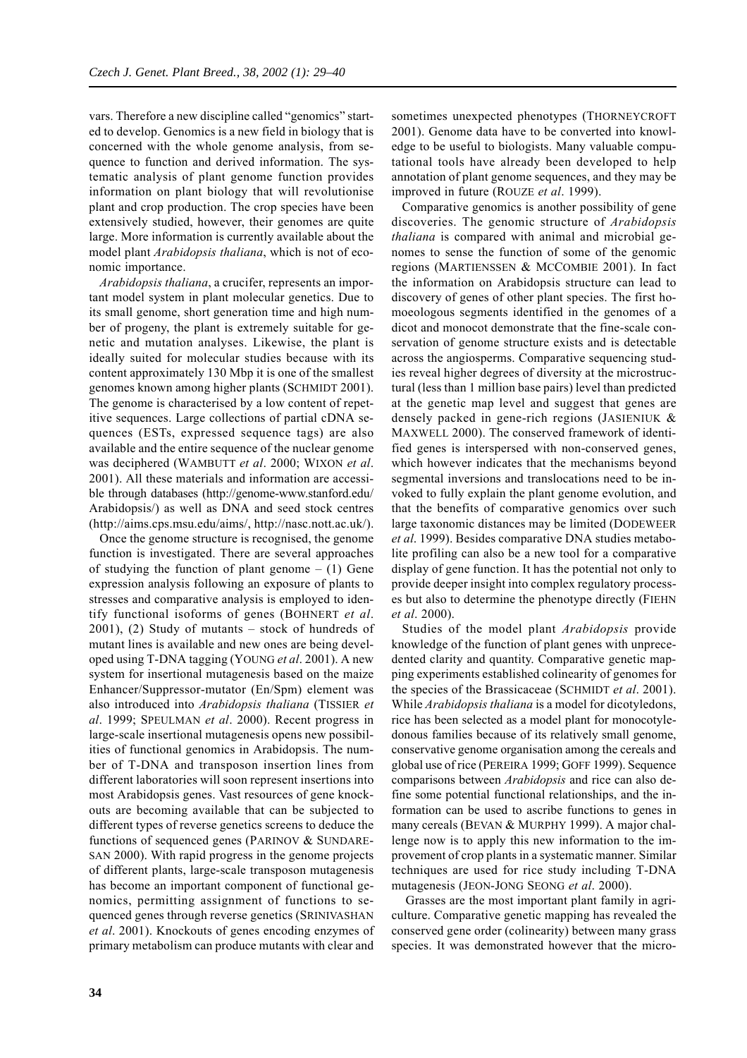vars. Therefore a new discipline called "genomics" started to develop. Genomics is a new field in biology that is concerned with the whole genome analysis, from sequence to function and derived information. The systematic analysis of plant genome function provides information on plant biology that will revolutionise plant and crop production. The crop species have been extensively studied, however, their genomes are quite large. More information is currently available about the model plant *Arabidopsis thaliana*, which is not of economic importance.

*Arabidopsis thaliana*, a crucifer, represents an important model system in plant molecular genetics. Due to its small genome, short generation time and high number of progeny, the plant is extremely suitable for genetic and mutation analyses. Likewise, the plant is ideally suited for molecular studies because with its content approximately 130 Mbp it is one of the smallest genomes known among higher plants (SCHMIDT 2001). The genome is characterised by a low content of repetitive sequences. Large collections of partial cDNA sequences (ESTs, expressed sequence tags) are also available and the entire sequence of the nuclear genome was deciphered (WAMBUTT *et al*. 2000; WIXON *et al*. 2001). All these materials and information are accessible through databases (http://genome-www.stanford.edu/Arabidopsis/) as well as DNA and seed stock centres (http://aims.cps.msu.edu/aims/, http://nasc.nott.ac.uk/).

Once the genome structure is recognised, the genome function is investigated. There are several approaches of studying the function of plant genome – (1) Gene expression analysis following an exposure of plants to stresses and comparative analysis is employed to identify functional isoforms of genes (BOHNERT *et al*. 2001), (2) Study of mutants – stock of hundreds of mutant lines is available and new ones are being developed using T-DNA tagging (YOUNG *et al*. 2001). A new system for insertional mutagenesis based on the maize Enhancer/Suppressor-mutator (En/Spm) element was also introduced into *Arabidopsis thaliana* (TISSIER *et al*. 1999; SPEULMAN *et al*. 2000). Recent progress in large-scale insertional mutagenesis opens new possibilities of functional genomics in Arabidopsis. The number of T-DNA and transposon insertion lines from different laboratories will soon represent insertions into most Arabidopsis genes. Vast resources of gene knockouts are becoming available that can be subjected to different types of reverse genetics screens to deduce the functions of sequenced genes (PARINOV & SUNDARESAN 2000). With rapid progress in the genome projects of different plants, large-scale transposon mutagenesis has become an important component of functional genomics, permitting assignment of functions to sequenced genes through reverse genetics (SRINIVASHAN *et al*. 2001). Knockouts of genes encoding enzymes of primary metabolism can produce mutants with clear and sometimes unexpected phenotypes (THORNEYCROFT 2001). Genome data have to be converted into knowledge to be useful to biologists. Many valuable computational tools have already been developed to help annotation of plant genome sequences, and they may be improved in future (ROUZE *et al*. 1999).

Comparative genomics is another possibility of gene discoveries. The genomic structure of *Arabidopsis thaliana* is compared with animal and microbial genomes to sense the function of some of the genomic regions (MARTIENSSEN & MCCOMBIE 2001). In fact the information on Arabidopsis structure can lead to discovery of genes of other plant species. The first homoeologous segments identified in the genomes of a dicot and monocot demonstrate that the fine-scale conservation of genome structure exists and is detectable across the angiosperms. Comparative sequencing studies reveal higher degrees of diversity at the microstructural (less than 1 million base pairs) level than predicted at the genetic map level and suggest that genes are densely packed in gene-rich regions (JASIENIUK & MAXWELL 2000). The conserved framework of identified genes is interspersed with non-conserved genes, which however indicates that the mechanisms beyond segmental inversions and translocations need to be invoked to fully explain the plant genome evolution, and that the benefits of comparative genomics over such large taxonomic distances may be limited (DODEWEER *et al*. 1999). Besides comparative DNA studies metabolite profiling can also be a new tool for a comparative display of gene function. It has the potential not only to provide deeper insight into complex regulatory processes but also to determine the phenotype directly (FIEHN *et al*. 2000).

Studies of the model plant *Arabidopsis* provide knowledge of the function of plant genes with unprecedented clarity and quantity. Comparative genetic mapping experiments established colinearity of genomes for the species of the Brassicaceae (SCHMIDT *et al*. 2001). While *Arabidopsis thaliana* is a model for dicotyledons, rice has been selected as a model plant for monocotyledonous families because of its relatively small genome, conservative genome organisation among the cereals and global use of rice (PEREIRA 1999; GOFF 1999). Sequence comparisons between *Arabidopsis* and rice can also define some potential functional relationships, and the information can be used to ascribe functions to genes in many cereals (BEVAN & MURPHY 1999). A major challenge now is to apply this new information to the improvement of crop plants in a systematic manner. Similar techniques are used for rice study including T-DNA mutagenesis (JEON-JONG SEONG *et al*. 2000).

Grasses are the most important plant family in agriculture. Comparative genetic mapping has revealed the conserved gene order (colinearity) between many grass species. It was demonstrated however that the micro-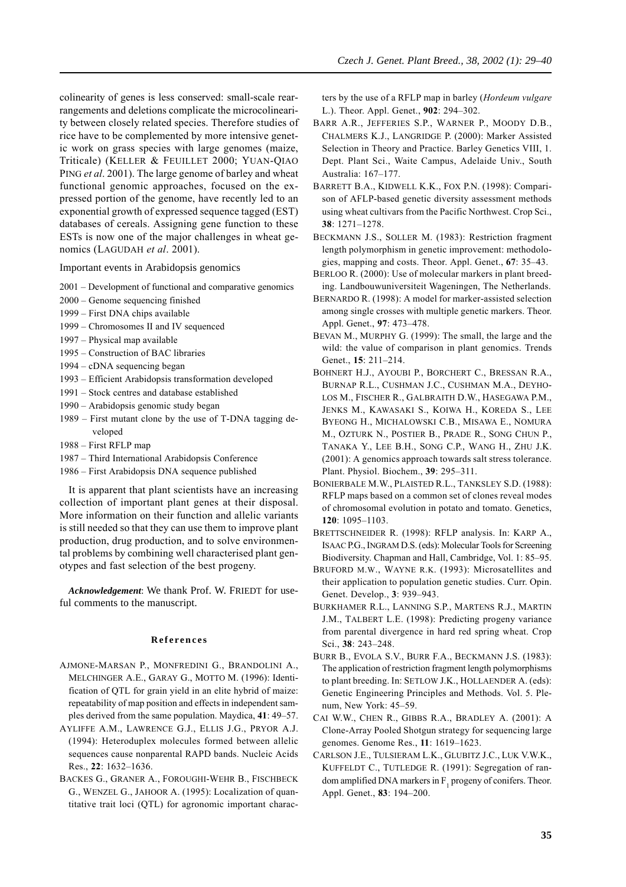colinearity of genes is less conserved: small-scale rearrangements and deletions complicate the microcolinearity between closely related species. Therefore studies of rice have to be complemented by more intensive genetic work on grass species with large genomes (maize, Triticale) (KELLER & FEUILLET 2000; YUAN-QIAO PING *et al*. 2001). The large genome of barley and wheat functional genomic approaches, focused on the expressed portion of the genome, have recently led to an exponential growth of expressed sequence tagged (EST) databases of cereals. Assigning gene function to these ESTs is now one of the major challenges in wheat genomics (LAGUDAH *et al*. 2001).

Important events in Arabidopsis genomics

- 2001 – Development of functional and comparative genomics
- 2000 – Genome sequencing finished
- 1999 – First DNA chips available
- 1999 – Chromosomes II and IV sequenced
- 1997 – Physical map available
- 1995 – Construction of BAC libraries
- 1994 – cDNA sequencing began
- 1993 – Efficient Arabidopsis transformation developed
- 1991 – Stock centres and database established
- 1990 – Arabidopsis genomic study began
- 1989 – First mutant clone by the use of T-DNA tagging developed
- 1988 – First RFLP map
- 1987 – Third International Arabidopsis Conference
- 1986 – First Arabidopsis DNA sequence published

It is apparent that plant scientists have an increasing collection of important plant genes at their disposal. More information on their function and allelic variants is still needed so that they can use them to improve plant production, drug production, and to solve environmental problems by combining well characterised plant genotypes and fast selection of the best progeny.

***Acknowledgement***: We thank Prof. W. FRIEDT for useful comments to the manuscript.

## References

AJMONE-MARSAN P., MONFREDINI G., BRANDOLINI A., MELCHINGER A.E., GARAY G., MOTTO M. (1996): Identification of QTL for grain yield in an elite hybrid of maize: repeatability of map position and effects in independent samples derived from the same population. Maydica, **41**: 49–57.

AYLIFFE A.M., LAWRENCE G.J., ELLIS J.G., PRYOR A.J. (1994): Heteroduplex molecules formed between allelic sequences cause nonparental RAPD bands. Nucleic Acids Res., **22**: 1632–1636.

BACKES G., GRANER A., FOROUGHI-WEHR B., FISCHBECK G., WENZEL G., JAHOOR A. (1995): Localization of quantitative trait loci (QTL) for agronomic important characters by the use of a RFLP map in barley (*Hordeum vulgare* L.). Theor. Appl. Genet., **902**: 294–302.

BARR A.R., JEFFERIES S.P., WARNER P., MOODY D.B., CHALMERS K.J., LANGRIDGE P. (2000): Marker Assisted Selection in Theory and Practice. Barley Genetics VIII, 1. Dept. Plant Sci., Waite Campus, Adelaide Univ., South Australia: 167–177.

BARRETT B.A., KIDWELL K.K., FOX P.N. (1998): Comparison of AFLP-based genetic diversity assessment methods using wheat cultivars from the Pacific Northwest. Crop Sci., **38**: 1271–1278.

BECKMANN J.S., SOLLER M. (1983): Restriction fragment length polymorphism in genetic improvement: methodologies, mapping and costs. Theor. Appl. Genet., **67**: 35–43.

BERLOO R. (2000): Use of molecular markers in plant breeding. Landbouwuniversiteit Wageningen, The Netherlands.

BERNARDO R. (1998): A model for marker-assisted selection among single crosses with multiple genetic markers. Theor. Appl. Genet., **97**: 473–478.

BEVAN M., MURPHY G. (1999): The small, the large and the wild: the value of comparison in plant genomics. Trends Genet., **15**: 211–214.

BOHNERT H.J., AYOUBI P., BORCHERT C., BRESSAN R.A., BURNAP R.L., CUSHMAN J.C., CUSHMAN M.A., DEYHOLOS M., FISCHER R., GALBRAITH D.W., HASEGAWA P.M., JENKS M., KAWASAKI S., KOIWA H., KOREDA S., LEE BYEONG H., MICHALOWSKI C.B., MISAWA E., NOMURA M., OZTURK N., POSTIER B., PRADE R., SONG CHUN P., TANAKA Y., LEE B.H., SONG C.P., WANG H., ZHU J.K. (2001): A genomics approach towards salt stress tolerance. Plant. Physiol. Biochem., **39**: 295–311.

BONIERBALE M.W., PLAISTED R.L., TANKSLEY S.D. (1988): RFLP maps based on a common set of clones reveal modes of chromosomal evolution in potato and tomato. Genetics, **120**: 1095–1103.

BRETTSCHNEIDER R. (1998): RFLP analysis. In: KARP A., ISAAC P.G., INGRAM D.S. (eds): Molecular Tools for Screening Biodiversity. Chapman and Hall, Cambridge, Vol. 1: 85–95.

BRUFORD M.W., WAYNE R.K. (1993): Microsatellites and their application to population genetic studies. Curr. Opin. Genet. Develop., **3**: 939–943.

BURKHAMER R.L., LANNING S.P., MARTENS R.J., MARTIN J.M., TALBERT L.E. (1998): Predicting progeny variance from parental divergence in hard red spring wheat. Crop Sci., **38**: 243–248.

BURR B., EVOLA S.V., BURR F.A., BECKMANN J.S. (1983): The application of restriction fragment length polymorphisms to plant breeding. In: SETLOW J.K., HOLLAENDER A. (eds): Genetic Engineering Principles and Methods. Vol. 5. Plenum, New York: 45–59.

CAI W.W., CHEN R., GIBBS R.A., BRADLEY A. (2001): A Clone-Array Pooled Shotgun strategy for sequencing large genomes. Genome Res., **11**: 1619–1623.

CARLSON J.E., TULSIERAM L.K., GLUBITZ J.C., LUK V.W.K., KUFFELDT C., TUTLEDGE R. (1991): Segregation of random amplified DNA markers in $F_1$ progeny of conifers. Theor. Appl. Genet., **83**: 194–200.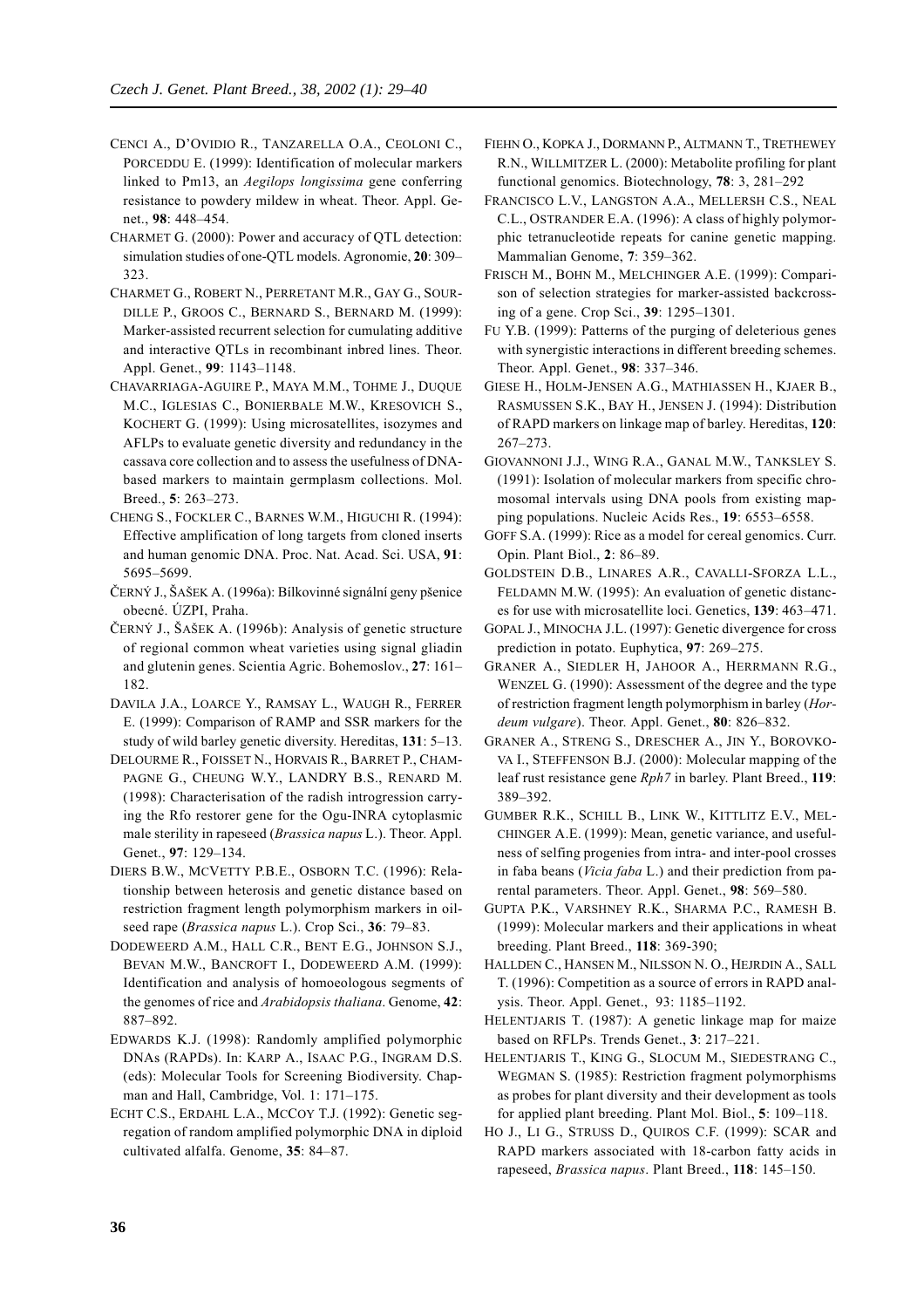CENCI A., D'OVIDIO R., TANZARELLA O.A., CEOLONI C., PORCEDDU E. (1999): Identification of molecular markers linked to Pm13, an *Aegilops longissima* gene conferring resistance to powdery mildew in wheat. Theor. Appl. Genet., **98**: 448–454.

CHARMET G. (2000): Power and accuracy of QTL detection: simulation studies of one-QTL models. Agronomie, **20**: 309–323.

CHARMET G., ROBERT N., PERRETANT M.R., GAY G., SOURDILLE P., GROOS C., BERNARD S., BERNARD M. (1999): Marker-assisted recurrent selection for cumulating additive and interactive QTLs in recombinant inbred lines. Theor. Appl. Genet., **99**: 1143–1148.

CHAVARRIAGA-AGUIRE P., MAYA M.M., TOHME J., DUQUE M.C., IGLESIAS C., BONIERBALE M.W., KRESOVICH S., KOCHERT G. (1999): Using microsatellites, isozymes and AFLPs to evaluate genetic diversity and redundancy in the cassava core collection and to assess the usefulness of DNA-based markers to maintain germplasm collections. Mol. Breed., **5**: 263–273.

CHENG S., FOCKLER C., BARNES W.M., HIGUCHI R. (1994): Effective amplification of long targets from cloned inserts and human genomic DNA. Proc. Nat. Acad. Sci. USA, **91**: 5695–5699.

ČERNÝ J., ŠAŠEK A. (1996a): Bílkovinné signální geny pšenice obecné. ÚZPI, Praha.

ČERNÝ J., ŠAŠEK A. (1996b): Analysis of genetic structure of regional common wheat varieties using signal gliadin and glutenin genes. Scientia Agric. Bohemoslov., **27**: 161–182.

DAVILA J.A., LOARCE Y., RAMSAY L., WAUGH R., FERRER E. (1999): Comparison of RAMP and SSR markers for the study of wild barley genetic diversity. Hereditas, **131**: 5–13.

DELOURME R., FOISSET N., HORVAIS R., BARRET P., CHAMPAGNE G., CHEUNG W.Y., LANDRY B.S., RENARD M. (1998): Characterisation of the radish introgression carrying the Rfo restorer gene for the Ogu-INRA cytoplasmic male sterility in rapeseed (*Brassica napus* L.). Theor. Appl. Genet., **97**: 129–134.

DIERS B.W., MCVETTY P.B.E., OSBORN T.C. (1996): Relationship between heterosis and genetic distance based on restriction fragment length polymorphism markers in oilseed rape (*Brassica napus* L.). Crop Sci., **36**: 79–83.

DODEWEERD A.M., HALL C.R., BENT E.G., JOHNSON S.J., BEVAN M.W., BANCROFT I., DODEWEERD A.M. (1999): Identification and analysis of homoeologous segments of the genomes of rice and *Arabidopsis thaliana*. Genome, **42**: 887–892.

EDWARDS K.J. (1998): Randomly amplified polymorphic DNAs (RAPDs). In: KARP A., ISAAC P.G., INGRAM D.S. (eds): Molecular Tools for Screening Biodiversity. Chapman and Hall, Cambridge, Vol. 1: 171–175.

ECHT C.S., ERDAHL L.A., MCCOY T.J. (1992): Genetic segregation of random amplified polymorphic DNA in diploid cultivated alfalfa. Genome, **35**: 84–87.

FIEHN O., KOPKA J., DORMANN P., ALTMANN T., TRETHEWEY R.N., WILLMITZER L. (2000): Metabolite profiling for plant functional genomics. Biotechnology, **78**: 3, 281–292

FRANCISCO L.V., LANGSTON A.A., MELLERSH C.S., NEAL C.L., OSTRANDER E.A. (1996): A class of highly polymorphic tetranucleotide repeats for canine genetic mapping. Mammalian Genome, **7**: 359–362.

FRISCH M., BOHN M., MELCHINGER A.E. (1999): Comparison of selection strategies for marker-assisted backcrossing of a gene. Crop Sci., **39**: 1295–1301.

FU Y.B. (1999): Patterns of the purging of deleterious genes with synergistic interactions in different breeding schemes. Theor. Appl. Genet., **98**: 337–346.

GIESE H., HOLM-JENSEN A.G., MATHIASSEN H., KJAER B., RASMUSSEN S.K., BAY H., JENSEN J. (1994): Distribution of RAPD markers on linkage map of barley. Hereditas, **120**: 267–273.

GIOVANNONI J.J., WING R.A., GANAL M.W., TANKSLEY S. (1991): Isolation of molecular markers from specific chromosomal intervals using DNA pools from existing mapping populations. Nucleic Acids Res., **19**: 6553–6558.

GOFF S.A. (1999): Rice as a model for cereal genomics. Curr. Opin. Plant Biol., **2**: 86–89.

GOLDSTEIN D.B., LINARES A.R., CAVALLI-SFORZA L.L., FELDAMN M.W. (1995): An evaluation of genetic distances for use with microsatellite loci. Genetics, **139**: 463–471.

GOPAL J., MINOCHA J.L. (1997): Genetic divergence for cross prediction in potato. Euphytica, **97**: 269–275.

GRANER A., SIEDLER H, JAHOOR A., HERRMANN R.G., WENZEL G. (1990): Assessment of the degree and the type of restriction fragment length polymorphism in barley (*Hordeum vulgare*). Theor. Appl. Genet., **80**: 826–832.

GRANER A., STRENG S., DRESCHER A., JIN Y., BOROVKOVA I., STEFFENSON B.J. (2000): Molecular mapping of the leaf rust resistance gene *Rph7* in barley. Plant Breed., **119**: 389–392.

GUMBER R.K., SCHILL B., LINK W., KITTLITZ E.V., MELCHINGER A.E. (1999): Mean, genetic variance, and usefulness of selfing progenies from intra- and inter-pool crosses in faba beans (*Vicia faba* L.) and their prediction from parental parameters. Theor. Appl. Genet., **98**: 569–580.

GUPTA P.K., VARSHNEY R.K., SHARMA P.C., RAMESH B. (1999): Molecular markers and their applications in wheat breeding. Plant Breed., **118**: 369-390;

HALLDEN C., HANSEN M., NILSSON N. O., HEJRDIN A., SALL T. (1996): Competition as a source of errors in RAPD analysis. Theor. Appl. Genet., 93: 1185–1192.

HELENTJARIS T. (1987): A genetic linkage map for maize based on RFLPs. Trends Genet., **3**: 217–221.

HELENTJARIS T., KING G., SLOCUM M., SIEDESTRANG C., WEGMAN S. (1985): Restriction fragment polymorphisms as probes for plant diversity and their development as tools for applied plant breeding. Plant Mol. Biol., **5**: 109–118.

HO J., LI G., STRUSS D., QUIROS C.F. (1999): SCAR and RAPD markers associated with 18-carbon fatty acids in rapeseed, *Brassica napus*. Plant Breed., **118**: 145–150.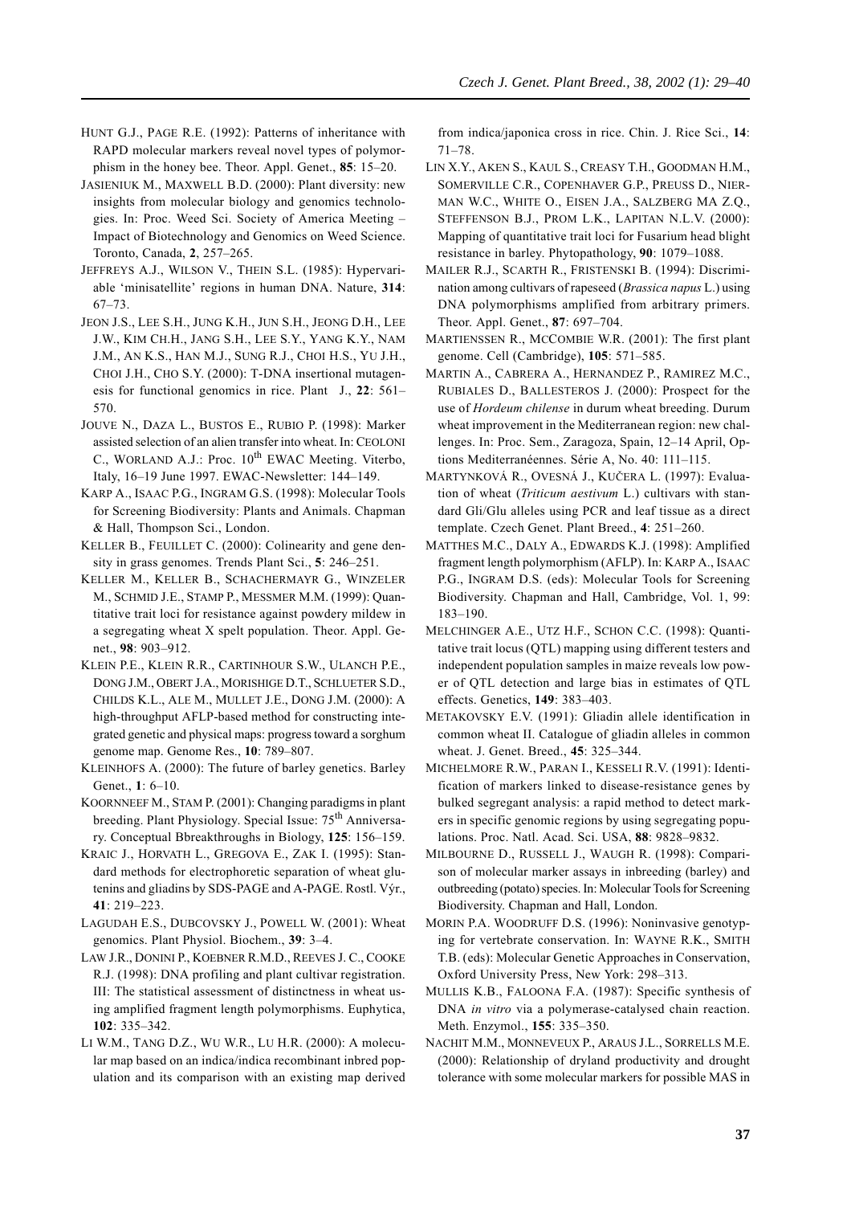HUNT G.J., PAGE R.E. (1992): Patterns of inheritance with RAPD molecular markers reveal novel types of polymorphism in the honey bee. Theor. Appl. Genet., **85**: 15–20.

JASIENIUK M., MAXWELL B.D. (2000): Plant diversity: new insights from molecular biology and genomics technologies. In: Proc. Weed Sci. Society of America Meeting – Impact of Biotechnology and Genomics on Weed Science. Toronto, Canada, **2**, 257–265.

JEFFREYS A.J., WILSON V., THEIN S.L. (1985): Hypervariable 'minisatellite' regions in human DNA. Nature, **314**: 67–73.

JEON J.S., LEE S.H., JUNG K.H., JUN S.H., JEONG D.H., LEE J.W., KIM CH.H., JANG S.H., LEE S.Y., YANG K.Y., NAM J.M., AN K.S., HAN M.J., SUNG R.J., CHOI H.S., YU J.H., CHOI J.H., CHO S.Y. (2000): T-DNA insertional mutagenesis for functional genomics in rice. Plant J., **22**: 561–570.

JOUVE N., DAZA L., BUSTOS E., RUBIO P. (1998): Marker assisted selection of an alien transfer into wheat. In: CEOLONI C., WORLAND A.J.: Proc. 10th EWAC Meeting. Viterbo, Italy, 16–19 June 1997. EWAC-Newsletter: 144–149.

KARP A., ISAAC P.G., INGRAM G.S. (1998): Molecular Tools for Screening Biodiversity: Plants and Animals. Chapman & Hall, Thompson Sci., London.

KELLER B., FEUILLET C. (2000): Colinearity and gene density in grass genomes. Trends Plant Sci., **5**: 246–251.

KELLER M., KELLER B., SCHACHERMAYR G., WINZELER M., SCHMID J.E., STAMP P., MESSMER M.M. (1999): Quantitative trait loci for resistance against powdery mildew in a segregating wheat X spelt population. Theor. Appl. Genet., **98**: 903–912.

KLEIN P.E., KLEIN R.R., CARTINHOUR S.W., ULANCH P.E., DONG J.M., OBERT J.A., MORISHIGE D.T., SCHLUETER S.D., CHILDS K.L., ALE M., MULLET J.E., DONG J.M. (2000): A high-throughput AFLP-based method for constructing integrated genetic and physical maps: progress toward a sorghum genome map. Genome Res., **10**: 789–807.

KLEINHOFS A. (2000): The future of barley genetics. Barley Genet., **1**: 6–10.

KOORNNEEF M., STAM P. (2001): Changing paradigms in plant breeding. Plant Physiology. Special Issue: 75th Anniversary. Conceptual Bbreakthroughs in Biology, **125**: 156–159.

KRAIC J., HORVATH L., GREGOVA E., ZAK I. (1995): Standard methods for electrophoretic separation of wheat glutenins and gliadins by SDS-PAGE and A-PAGE. Rostl. Výr., **41**: 219–223.

LAGUDAH E.S., DUBCOVSKY J., POWELL W. (2001): Wheat genomics. Plant Physiol. Biochem., **39**: 3–4.

LAW J.R., DONINI P., KOEBNER R.M.D., REEVES J. C., COOKE R.J. (1998): DNA profiling and plant cultivar registration. III: The statistical assessment of distinctness in wheat using amplified fragment length polymorphisms. Euphytica, **102**: 335–342.

LI W.M., TANG D.Z., WU W.R., LU H.R. (2000): A molecular map based on an indica/indica recombinant inbred population and its comparison with an existing map derived from indica/japonica cross in rice. Chin. J. Rice Sci., **14**: 71–78.

LIN X.Y., AKEN S., KAUL S., CREASY T.H., GOODMAN H.M., SOMERVILLE C.R., COPENHAVER G.P., PREUSS D., NIERMAN W.C., WHITE O., EISEN J.A., SALZBERG MA Z.Q., STEFFENSON B.J., PROM L.K., LAPITAN N.L.V. (2000): Mapping of quantitative trait loci for Fusarium head blight resistance in barley. Phytopathology, **90**: 1079–1088.

MAILER R.J., SCARTH R., FRISTENSKI B. (1994): Discrimination among cultivars of rapeseed (*Brassica napus* L.) using DNA polymorphisms amplified from arbitrary primers. Theor. Appl. Genet., **87**: 697–704.

MARTIENSSEN R., MCCOMBIE W.R. (2001): The first plant genome. Cell (Cambridge), **105**: 571–585.

MARTIN A., CABRERA A., HERNANDEZ P., RAMIREZ M.C., RUBIALES D., BALLESTEROS J. (2000): Prospect for the use of *Hordeum chilense* in durum wheat breeding. Durum wheat improvement in the Mediterranean region: new challenges. In: Proc. Sem., Zaragoza, Spain, 12–14 April, Options Mediterranéennes. Série A, No. 40: 111–115.

MARTYNKOVÁ R., OVESNÁ J., KUČERA L. (1997): Evaluation of wheat (*Triticum aestivum* L.) cultivars with standard Gli/Glu alleles using PCR and leaf tissue as a direct template. Czech Genet. Plant Breed., **4**: 251–260.

MATTHES M.C., DALY A., EDWARDS K.J. (1998): Amplified fragment length polymorphism (AFLP). In: KARP A., ISAAC P.G., INGRAM D.S. (eds): Molecular Tools for Screening Biodiversity. Chapman and Hall, Cambridge, Vol. 1, 99: 183–190.

MELCHINGER A.E., UTZ H.F., SCHON C.C. (1998): Quantitative trait locus (QTL) mapping using different testers and independent population samples in maize reveals low power of QTL detection and large bias in estimates of QTL effects. Genetics, **149**: 383–403.

METAKOVSKY E.V. (1991): Gliadin allele identification in common wheat II. Catalogue of gliadin alleles in common wheat. J. Genet. Breed., **45**: 325–344.

MICHELMORE R.W., PARAN I., KESSELI R.V. (1991): Identification of markers linked to disease-resistance genes by bulked segregant analysis: a rapid method to detect markers in specific genomic regions by using segregating populations. Proc. Natl. Acad. Sci. USA, **88**: 9828–9832.

MILBOURNE D., RUSSELL J., WAUGH R. (1998): Comparison of molecular marker assays in inbreeding (barley) and outbreeding (potato) species. In: Molecular Tools for Screening Biodiversity. Chapman and Hall, London.

MORIN P.A. WOODRUFF D.S. (1996): Noninvasive genotyping for vertebrate conservation. In: WAYNE R.K., SMITH T.B. (eds): Molecular Genetic Approaches in Conservation, Oxford University Press, New York: 298–313.

MULLIS K.B., FALOONA F.A. (1987): Specific synthesis of DNA *in vitro* via a polymerase-catalysed chain reaction. Meth. Enzymol., **155**: 335–350.

NACHIT M.M., MONNEVEUX P., ARAUS J.L., SORRELLS M.E. (2000): Relationship of dryland productivity and drought tolerance with some molecular markers for possible MAS in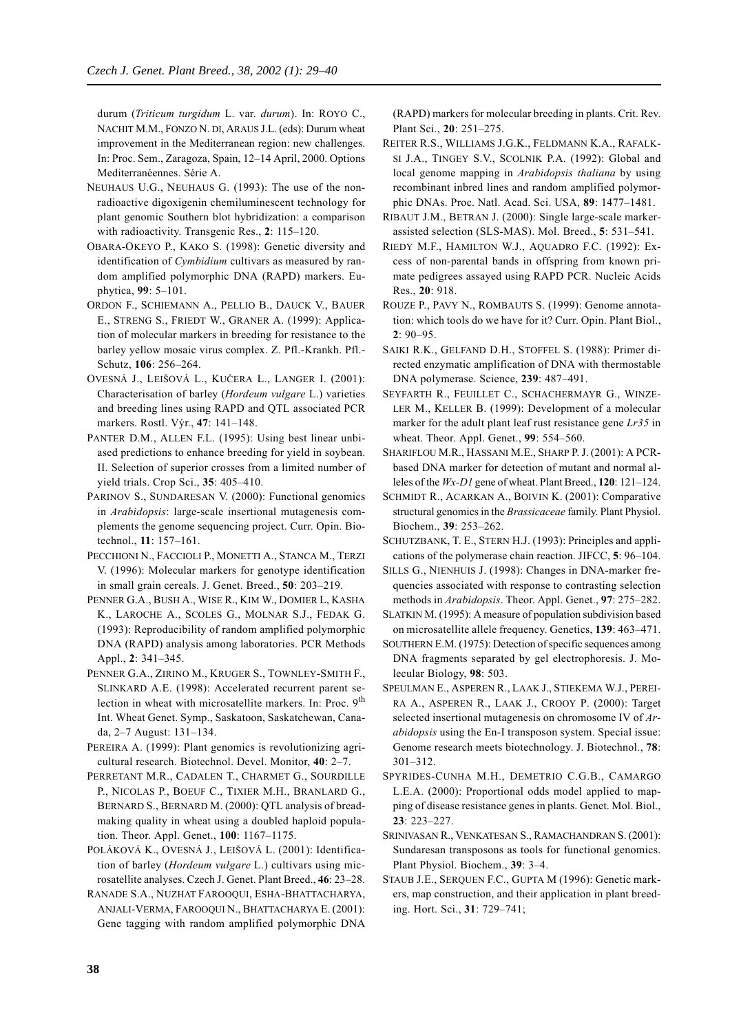durum (*Triticum turgidum* L. var. *durum*). In: ROYO C., NACHIT M.M., FONZO N. DI, ARAUS J.L. (eds): Durum wheat improvement in the Mediterranean region: new challenges. In: Proc. Sem., Zaragoza, Spain, 12–14 April, 2000. Options Mediterranéennes. Série A.

NEUHAUS U.G., NEUHAUS G. (1993): The use of the nonradioactive digoxigenin chemiluminescent technology for plant genomic Southern blot hybridization: a comparison with radioactivity. Transgenic Res., **2**: 115–120.

OBARA-OKEYO P., KAKO S. (1998): Genetic diversity and identification of *Cymbidium* cultivars as measured by random amplified polymorphic DNA (RAPD) markers. Euphytica, **99**: 5–101.

ORDON F., SCHIEMANN A., PELLIO B., DAUCK V., BAUER E., STRENG S., FRIEDT W., GRANER A. (1999): Application of molecular markers in breeding for resistance to the barley yellow mosaic virus complex. Z. Pfl.-Krankh. Pfl.-Schutz, **106**: 256–264.

OVESNÁ J., LEIŠOVÁ L., KUČERA L., LANGER I. (2001): Characterisation of barley (*Hordeum vulgare* L.) varieties and breeding lines using RAPD and QTL associated PCR markers. Rostl. Výr., **47**: 141–148.

PANTER D.M., ALLEN F.L. (1995): Using best linear unbiased predictions to enhance breeding for yield in soybean. II. Selection of superior crosses from a limited number of yield trials. Crop Sci., **35**: 405–410.

PARINOV S., SUNDARESAN V. (2000): Functional genomics in *Arabidopsis*: large-scale insertional mutagenesis complements the genome sequencing project. Curr. Opin. Biotechnol., **11**: 157–161.

PECCHIONI N., FACCIOLI P., MONETTI A., STANCA M., TERZI V. (1996): Molecular markers for genotype identification in small grain cereals. J. Genet. Breed., **50**: 203–219.

PENNER G.A., BUSH A., WISE R., KIM W., DOMIER L, KASHA K., LAROCHE A., SCOLES G., MOLNAR S.J., FEDAK G. (1993): Reproducibility of random amplified polymorphic DNA (RAPD) analysis among laboratories. PCR Methods Appl., **2**: 341–345.

PENNER G.A., ZIRINO M., KRUGER S., TOWNLEY-SMITH F., SLINKARD A.E. (1998): Accelerated recurrent parent selection in wheat with microsatellite markers. In: Proc. 9th Int. Wheat Genet. Symp., Saskatoon, Saskatchewan, Canada, 2–7 August: 131–134.

PEREIRA A. (1999): Plant genomics is revolutionizing agricultural research. Biotechnol. Devel. Monitor, **40**: 2–7.

PERRETANT M.R., CADALEN T., CHARMET G., SOURDILLE P., NICOLAS P., BOEUF C., TIXIER M.H., BRANLARD G., BERNARD S., BERNARD M. (2000): QTL analysis of breadmaking quality in wheat using a doubled haploid population. Theor. Appl. Genet., **100**: 1167–1175.

POLÁKOVÁ K., OVESNÁ J., LEIŠOVÁ L. (2001): Identification of barley (*Hordeum vulgare* L.) cultivars using microsatellite analyses. Czech J. Genet. Plant Breed., **46**: 23–28.

RANADE S.A., NUZHAT FAROOQUI, ESHA-BHATTACHARYA, ANJALI-VERMA, FAROOQUI N., BHATTACHARYA E. (2001): Gene tagging with random amplified polymorphic DNA (RAPD) markers for molecular breeding in plants. Crit. Rev. Plant Sci., **20**: 251–275.

REITER R.S., WILLIAMS J.G.K., FELDMANN K.A., RAFALKSI J.A., TINGEY S.V., SCOLNIK P.A. (1992): Global and local genome mapping in *Arabidopsis thaliana* by using recombinant inbred lines and random amplified polymorphic DNAs. Proc. Natl. Acad. Sci. USA, **89**: 1477–1481.

RIBAUT J.M., BETRAN J. (2000): Single large-scale marker-assisted selection (SLS-MAS). Mol. Breed., **5**: 531–541.

RIEDY M.F., HAMILTON W.J., AQUADRO F.C. (1992): Excess of non-parental bands in offspring from known primate pedigrees assayed using RAPD PCR. Nucleic Acids Res., **20**: 918.

ROUZE P., PAVY N., ROMBAUTS S. (1999): Genome annotation: which tools do we have for it? Curr. Opin. Plant Biol., **2**: 90–95.

SAIKI R.K., GELFAND D.H., STOFFEL S. (1988): Primer directed enzymatic amplification of DNA with thermostable DNA polymerase. Science, **239**: 487–491.

SEYFARTH R., FEUILLET C., SCHACHERMAYR G., WINZELER M., KELLER B. (1999): Development of a molecular marker for the adult plant leaf rust resistance gene *Lr35* in wheat. Theor. Appl. Genet., **99**: 554–560.

SHARIFLOU M.R., HASSANI M.E., SHARP P. J. (2001): A PCR-based DNA marker for detection of mutant and normal alleles of the *Wx-D1* gene of wheat. Plant Breed., **120**: 121–124.

SCHMIDT R., ACARKAN A., BOIVIN K. (2001): Comparative structural genomics in the *Brassicaceae* family. Plant Physiol. Biochem., **39**: 253–262.

SCHUTZBANK, T. E., STERN H.J. (1993): Principles and applications of the polymerase chain reaction. JIFCC, **5**: 96–104.

SILLS G., NIENHUIS J. (1998): Changes in DNA-marker frequencies associated with response to contrasting selection methods in *Arabidopsis*. Theor. Appl. Genet., **97**: 275–282.

SLATKIN M. (1995): A measure of population subdivision based on microsatellite allele frequency. Genetics, **139**: 463–471.

SOUTHERN E.M. (1975): Detection of specific sequences among DNA fragments separated by gel electrophoresis. J. Molecular Biology, **98**: 503.

SPEULMAN E., ASPEREN R., LAAK J., STIEKEMA W.J., PEREIRA A., ASPEREN R., LAAK J., CROOY P. (2000): Target selected insertional mutagenesis on chromosome IV of *Arabidopsis* using the En-I transposon system. Special issue: Genome research meets biotechnology. J. Biotechnol., **78**: 301–312.

SPYRIDES-CUNHA M.H., DEMETRIO C.G.B., CAMARGO L.E.A. (2000): Proportional odds model applied to mapping of disease resistance genes in plants. Genet. Mol. Biol., **23**: 223–227.

SRINIVASAN R., VENKATESAN S., RAMACHANDRAN S. (2001): Sundaresan transposons as tools for functional genomics. Plant Physiol. Biochem., **39**: 3–4.

STAUB J.E., SERQUEN F.C., GUPTA M (1996): Genetic markers, map construction, and their application in plant breeding. Hort. Sci., **31**: 729–741;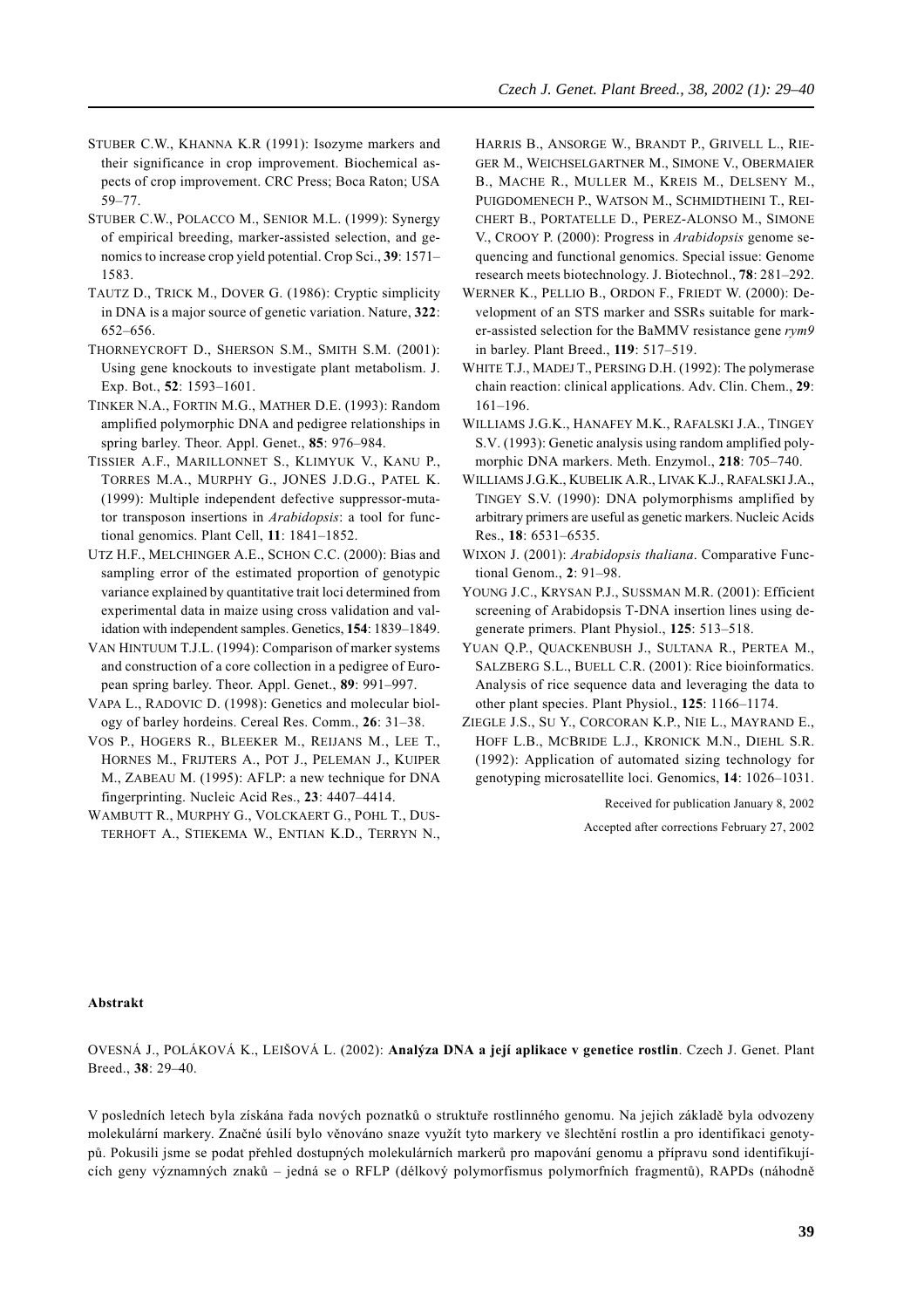STUBER C.W., KHANNA K.R (1991): Isozyme markers and their significance in crop improvement. Biochemical aspects of crop improvement. CRC Press; Boca Raton; USA 59–77.

STUBER C.W., POLACCO M., SENIOR M.L. (1999): Synergy of empirical breeding, marker-assisted selection, and genomics to increase crop yield potential. Crop Sci., **39**: 1571–1583.

TAUTZ D., TRICK M., DOVER G. (1986): Cryptic simplicity in DNA is a major source of genetic variation. Nature, **322**: 652–656.

THORNEYCROFT D., SHERSON S.M., SMITH S.M. (2001): Using gene knockouts to investigate plant metabolism. J. Exp. Bot., **52**: 1593–1601.

TINKER N.A., FORTIN M.G., MATHER D.E. (1993): Random amplified polymorphic DNA and pedigree relationships in spring barley. Theor. Appl. Genet., **85**: 976–984.

TISSIER A.F., MARILLONNET S., KLIMYUK V., KANU P., TORRES M.A., MURPHY G., JONES J.D.G., PATEL K. (1999): Multiple independent defective suppressor-mutator transposon insertions in *Arabidopsis*: a tool for functional genomics. Plant Cell, **11**: 1841–1852.

UTZ H.F., MELCHINGER A.E., SCHON C.C. (2000): Bias and sampling error of the estimated proportion of genotypic variance explained by quantitative trait loci determined from experimental data in maize using cross validation and validation with independent samples. Genetics, **154**: 1839–1849.

VAN HINTUUM T.J.L. (1994): Comparison of marker systems and construction of a core collection in a pedigree of European spring barley. Theor. Appl. Genet., **89**: 991–997.

VAPA L., RADOVIC D. (1998): Genetics and molecular biology of barley hordeins. Cereal Res. Comm., **26**: 31–38.

VOS P., HOGERS R., BLEEKER M., REIJANS M., LEE T., HORNES M., FRIJTERS A., POT J., PELEMAN J., KUIPER M., ZABEAU M. (1995): AFLP: a new technique for DNA fingerprinting. Nucleic Acid Res., **23**: 4407–4414.

WAMBUTT R., MURPHY G., VOLCKAERT G., POHL T., DUSTERHOFT A., STIEKEMA W., ENTIAN K.D., TERRYN N., HARRIS B., ANSORGE W., BRANDT P., GRIVELL L., RIEGER M., WEICHSELGARTNER M., SIMONE V., OBERMAIER B., MACHE R., MULLER M., KREIS M., DELSENY M., PUIGDOMENECH P., WATSON M., SCHMIDTHEINI T., REICHERT B., PORTATELLE D., PEREZ-ALONSO M., SIMONE V., CROOY P. (2000): Progress in *Arabidopsis* genome sequencing and functional genomics. Special issue: Genome research meets biotechnology. J. Biotechnol., **78**: 281–292.

WERNER K., PELLIO B., ORDON F., FRIEDT W. (2000): Development of an STS marker and SSRs suitable for marker-assisted selection for the BaMMV resistance gene *rym9* in barley. Plant Breed., **119**: 517–519.

WHITE T.J., MADEJ T., PERSING D.H. (1992): The polymerase chain reaction: clinical applications. Adv. Clin. Chem., **29**: 161–196.

WILLIAMS J.G.K., HANAFEY M.K., RAFALSKI J.A., TINGEY S.V. (1993): Genetic analysis using random amplified polymorphic DNA markers. Meth. Enzymol., **218**: 705–740.

WILLIAMS J.G.K., KUBELIK A.R., LIVAK K.J., RAFALSKI J.A., TINGEY S.V. (1990): DNA polymorphisms amplified by arbitrary primers are useful as genetic markers. Nucleic Acids Res., **18**: 6531–6535.

WIXON J. (2001): *Arabidopsis thaliana*. Comparative Functional Genom., **2**: 91–98.

YOUNG J.C., KRYSAN P.J., SUSSMAN M.R. (2001): Efficient screening of Arabidopsis T-DNA insertion lines using degenerate primers. Plant Physiol., **125**: 513–518.

YUAN Q.P., QUACKENBUSH J., SULTANA R., PERTEA M., SALZBERG S.L., BUELL C.R. (2001): Rice bioinformatics. Analysis of rice sequence data and leveraging the data to other plant species. Plant Physiol., **125**: 1166–1174.

ZIEGLE J.S., SU Y., CORCORAN K.P., NIE L., MAYRAND E., HOFF L.B., MCBRIDE L.J., KRONICK M.N., DIEHL S.R. (1992): Application of automated sizing technology for genotyping microsatellite loci. Genomics, **14**: 1026–1031.

Received for publication January 8, 2002

Accepted after corrections February 27, 2002

**Abstrakt**

OVESNÁ J., POLÁKOVÁ K., LEIŠOVÁ L. (2002): **Analýza DNA a její aplikace v genetice rostlin**. Czech J. Genet. Plant Breed., **38**: 29–40.

V posledních letech byla získána řada nových poznatků o struktuře rostlinného genomu. Na jejich základě byla odvozeny molekulární markery. Značné úsilí bylo věnováno snaze využít tyto markery ve šlechtění rostlin a pro identifikaci genotypů. Pokusili jsme se podat přehled dostupných molekulárních markerů pro mapování genomu a přípravu sond identifikujících geny významných znaků – jedná se o RFLP (délkový polymorfismus polymorfních fragmentů), RAPDs (náhodně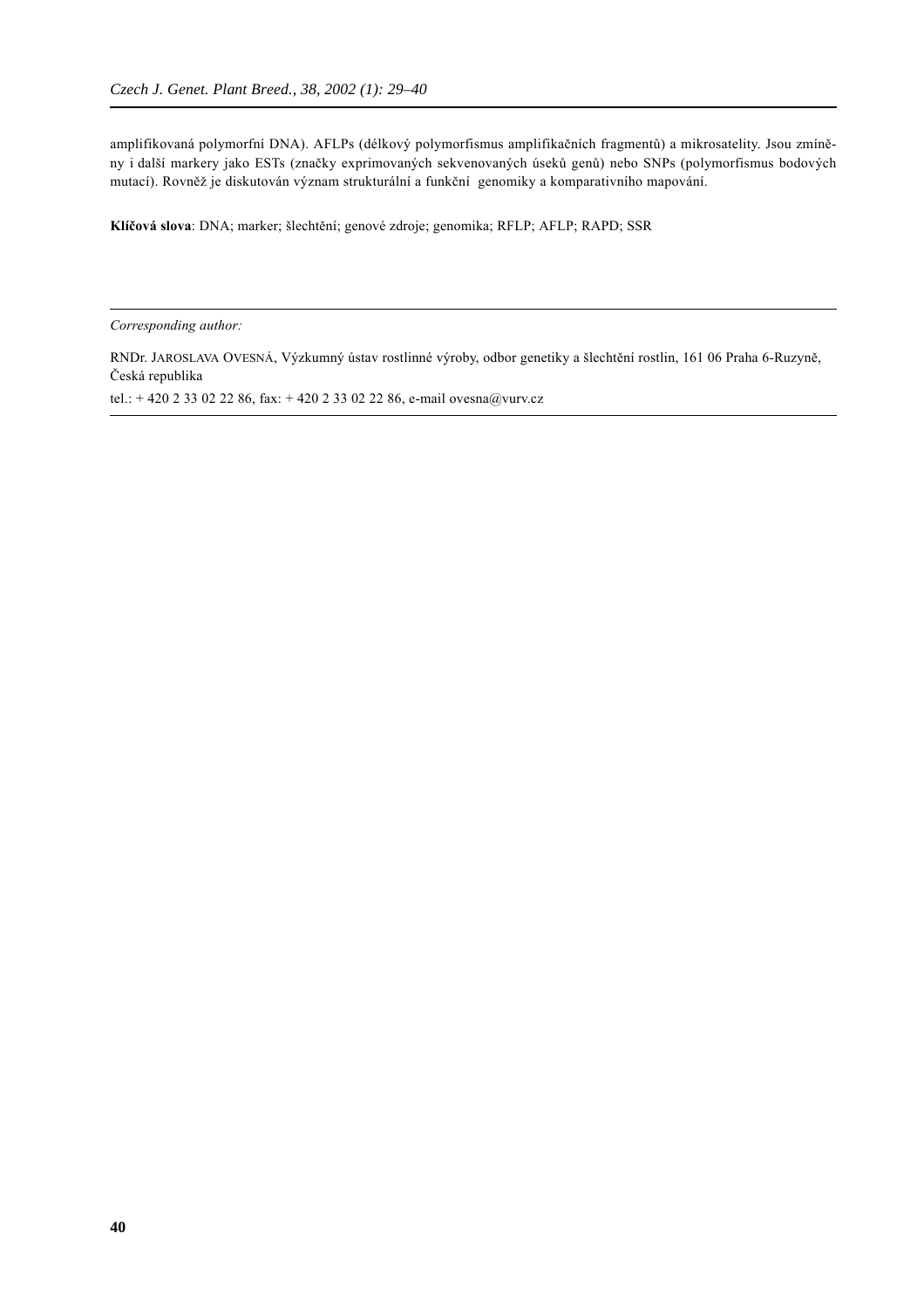amplifikovaná polymorfní DNA). AFLPs (délkový polymorfismus amplifikačních fragmentů) a mikrosatelity. Jsou zmíněny i další markery jako ESTs (značky exprimovaných sekvenovaných úseků genů) nebo SNPs (polymorfismus bodových mutací). Rovněž je diskutován význam strukturální a funkční genomiky a komparativního mapování.

**Klíčová slova**: DNA; marker; šlechtění; genové zdroje; genomika; RFLP; AFLP; RAPD; SSR

---

*Corresponding author:*

RNDr. Jaroslava Ovesná, Výzkumný ústav rostlinné výroby, odbor genetiky a šlechtění rostlin, 161 06 Praha 6-Ruzyně, Česká republika

tel.: + 420 2 33 02 22 86, fax: + 420 2 33 02 22 86, e-mail ovesna@vurv.cz